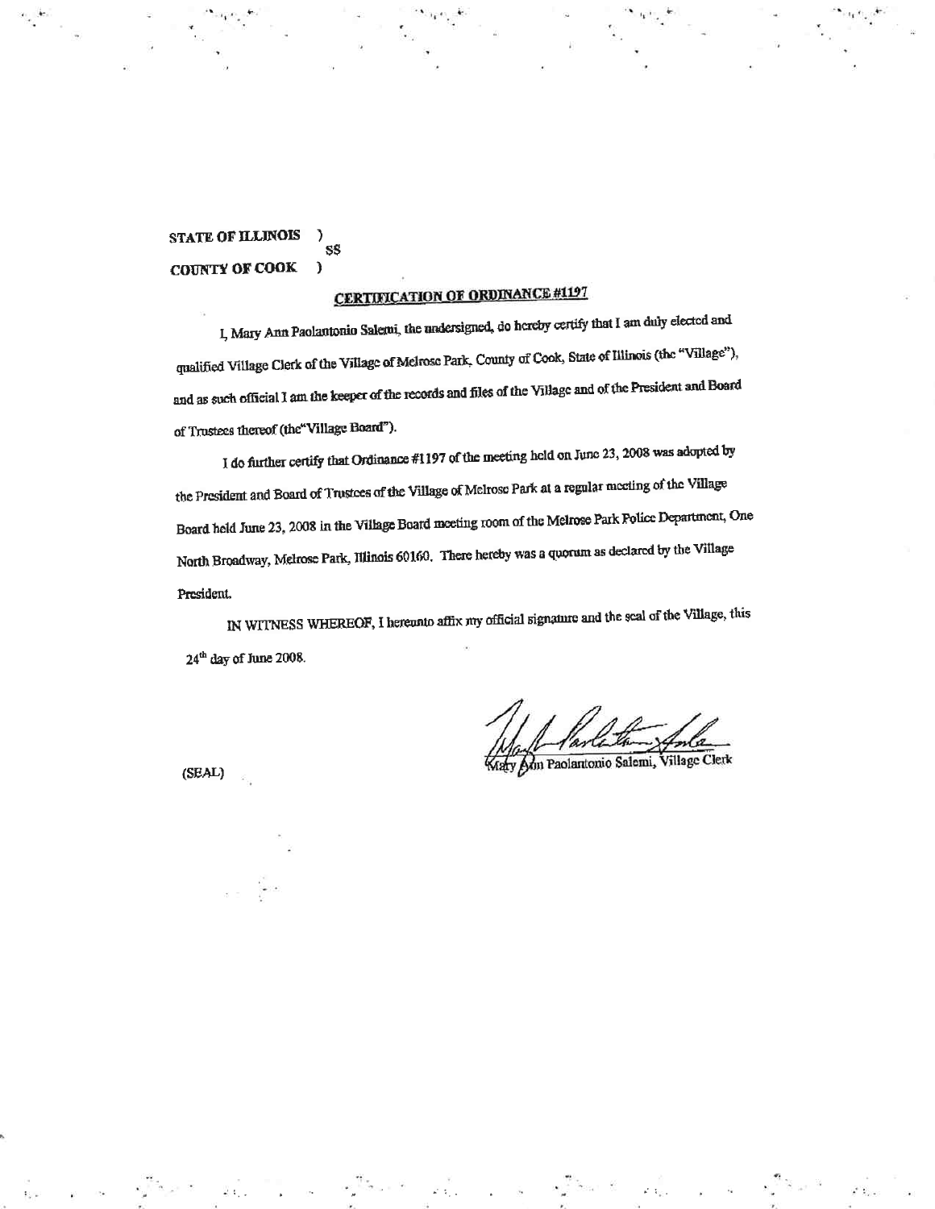STATE OF ILLINOIS )
SS
COUNTY OF COOK )

## CERTIFICATION OF ORDINANCE #1197

I, Mary Ann Paolantonio Salemi, the undersigned, do hereby certify that I am duly elected and qualified Village Clerk of the Village of Melrose Park, County of Cook, State of Illinois (the "Village"), and as such official I am the keeper of the records and files of the Village and of the President and Board of Trustees thereof (the "Village Board").

I do further certify that Ordinance #1197 of the meeting held on June 23, 2008 was adopted by the President and Board of Trustees of the Village of Melrose Park at a regular meeting of the Village Board held June 23, 2008 in the Village Board meeting room of the Melrose Park Police Department, One North Broadway, Melrose Park, Illinois 60160. There hereby was a quorum as declared by the Village President.

IN WITNESS WHEREOF, I hereunto affix my official signature and the seal of the Village, this 24th day of June 2008.

Mary Ann Paolantonio Salemi, Village Clerk

(SEAL)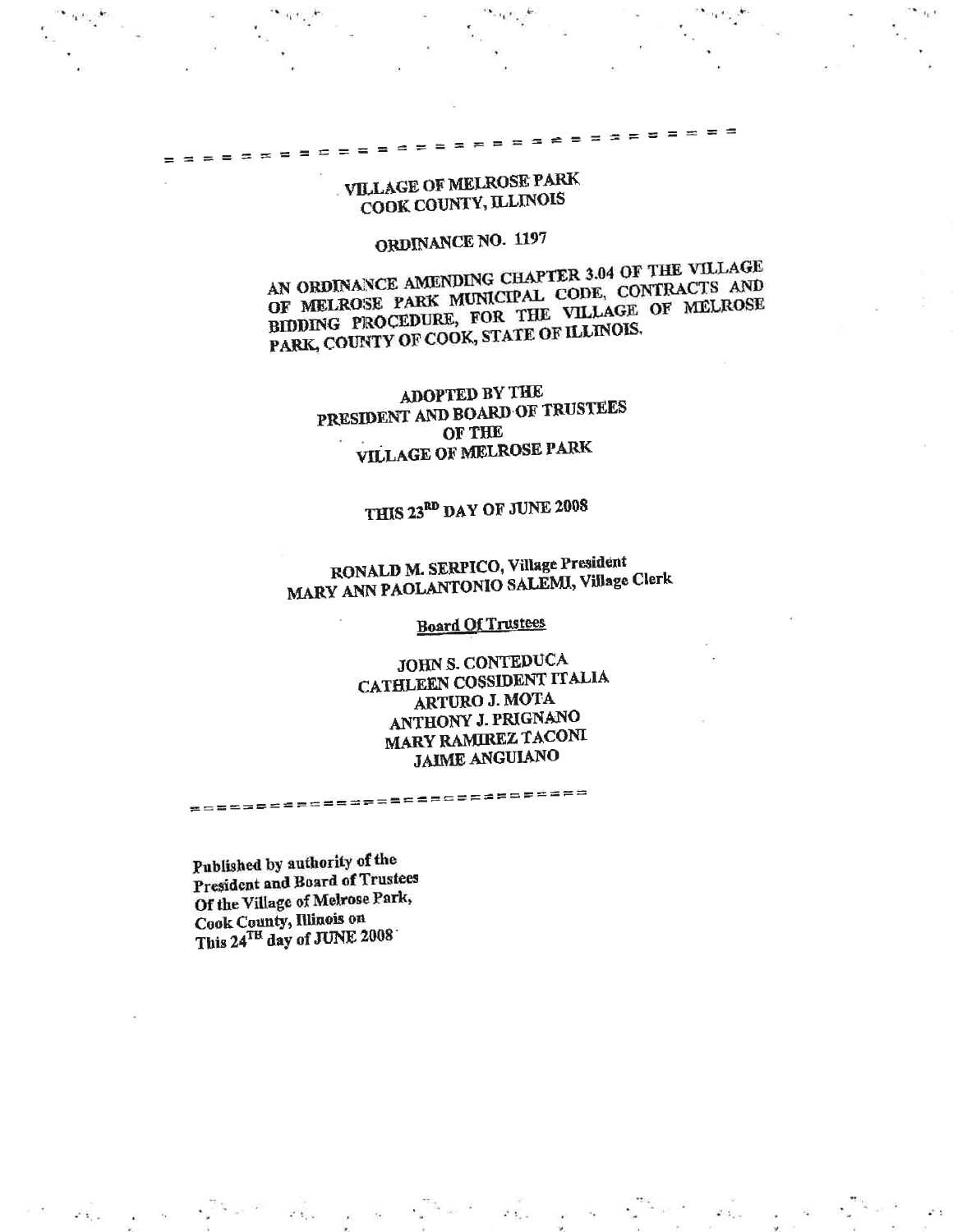# VILLAGE OF MELROSE PARK
## COOK COUNTY, ILLINOIS

## ORDINANCE NO. 1197

AN ORDINANCE AMENDING CHAPTER 3.04 OF THE VILLAGE OF MELROSE PARK MUNICIPAL CODE, CONTRACTS AND BIDDING PROCEDURE, FOR THE VILLAGE OF MELROSE PARK, COUNTY OF COOK, STATE OF ILLINOIS.

ADOPTED BY THE
PRESIDENT AND BOARD OF TRUSTEES
OF THE
VILLAGE OF MELROSE PARK

THIS 23RD DAY OF JUNE 2008

RONALD M. SERPICO, Village President
MARY ANN PAOLANTONIO SALEMI, Village Clerk

**Board Of Trustees**

JOHN S. CONTEDUCA
CATHLEEN COSSIDENT ITALIA
ARTURO J. MOTA
ANTHONY J. PRIGNANO
MARY RAMIREZ TACONI
JAIME ANGUIANO

Published by authority of the
President and Board of Trustees
Of the Village of Melrose Park,
Cook County, Illinois on
This 24TH day of JUNE 2008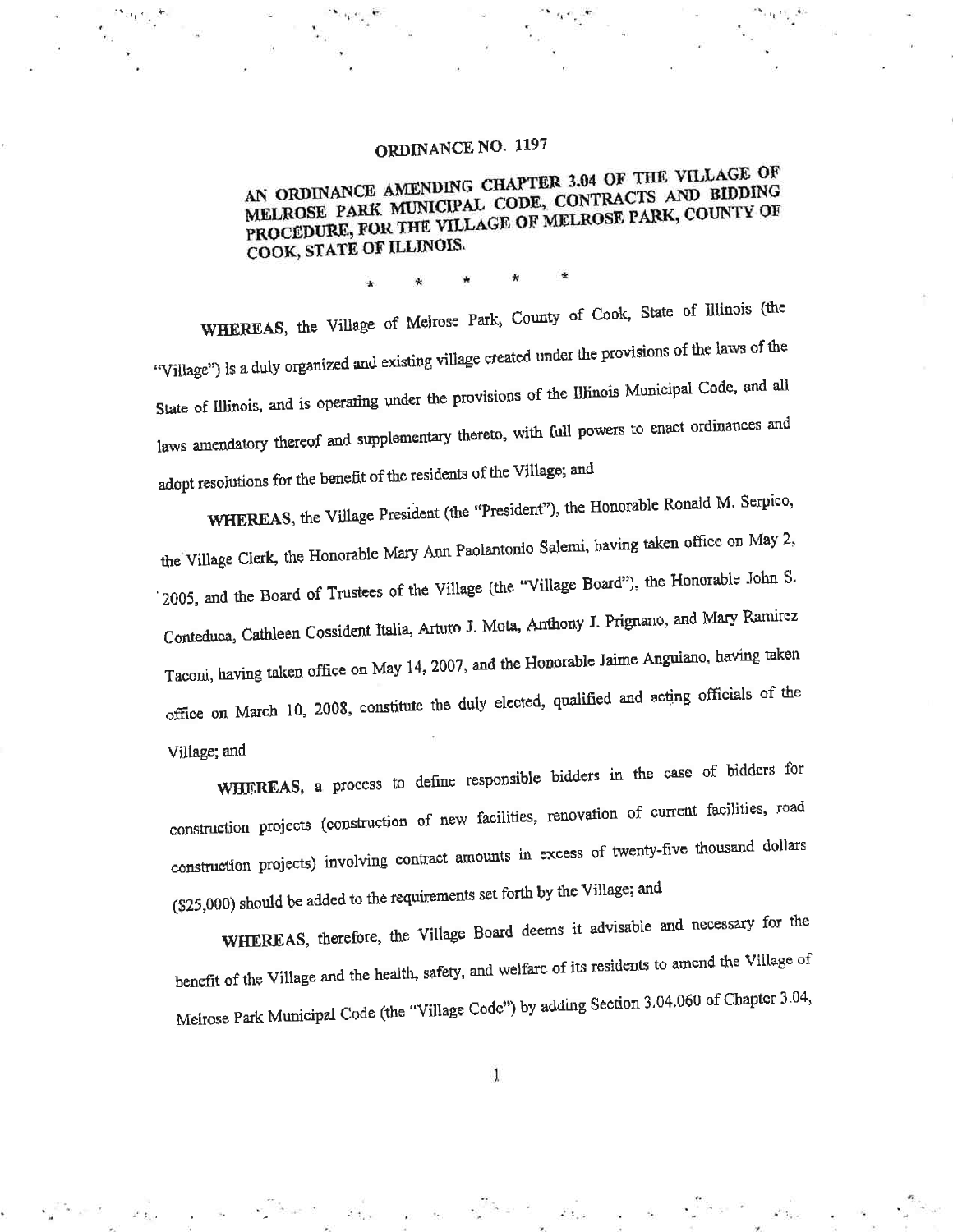# ORDINANCE NO. 1197

## AN ORDINANCE AMENDING CHAPTER 3.04 OF THE VILLAGE OF MELROSE PARK MUNICIPAL CODE, CONTRACTS AND BIDDING PROCEDURE, FOR THE VILLAGE OF MELROSE PARK, COUNTY OF COOK, STATE OF ILLINOIS.

\* \* \* \* \*

**WHEREAS**, the Village of Melrose Park, County of Cook, State of Illinois (the "Village") is a duly organized and existing village created under the provisions of the laws of the State of Illinois, and is operating under the provisions of the Illinois Municipal Code, and all laws amendatory thereof and supplementary thereto, with full powers to enact ordinances and adopt resolutions for the benefit of the residents of the Village; and

**WHEREAS**, the Village President (the "President"), the Honorable Ronald M. Serpico, the Village Clerk, the Honorable Mary Ann Paolantonio Salemi, having taken office on May 2, 2005, and the Board of Trustees of the Village (the "Village Board"), the Honorable John S. Conteduca, Cathleen Cossident Italia, Arturo J. Mota, Anthony J. Prignano, and Mary Ramirez Taconi, having taken office on May 14, 2007, and the Honorable Jaime Anguiano, having taken office on March 10, 2008, constitute the duly elected, qualified and acting officials of the Village; and

**WHEREAS**, a process to define responsible bidders in the case of bidders for construction projects (construction of new facilities, renovation of current facilities, road construction projects) involving contract amounts in excess of twenty-five thousand dollars ($25,000) should be added to the requirements set forth by the Village; and

**WHEREAS**, therefore, the Village Board deems it advisable and necessary for the benefit of the Village and the health, safety, and welfare of its residents to amend the Village of Melrose Park Municipal Code (the "Village Code") by adding Section 3.04.060 of Chapter 3.04,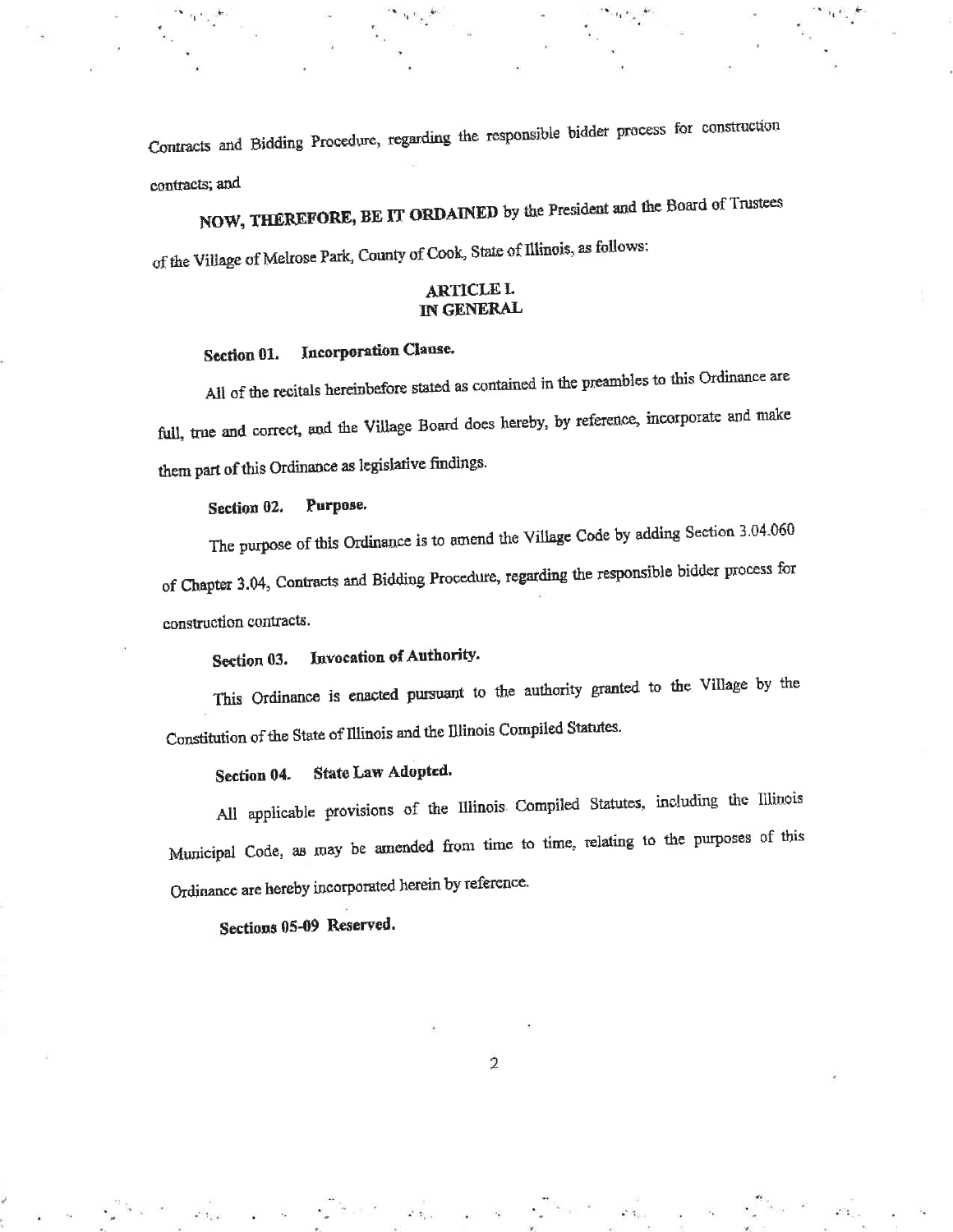Contracts and Bidding Procedure, regarding the responsible bidder process for construction contracts; and

**NOW, THEREFORE, BE IT ORDAINED** by the President and the Board of Trustees of the Village of Melrose Park, County of Cook, State of Illinois, as follows:

## ARTICLE I.
## IN GENERAL

**Section 01. Incorporation Clause.**

All of the recitals hereinbefore stated as contained in the preambles to this Ordinance are full, true and correct, and the Village Board does hereby, by reference, incorporate and make them part of this Ordinance as legislative findings.

**Section 02. Purpose.**

The purpose of this Ordinance is to amend the Village Code by adding Section 3.04.060 of Chapter 3.04, Contracts and Bidding Procedure, regarding the responsible bidder process for construction contracts.

**Section 03. Invocation of Authority.**

This Ordinance is enacted pursuant to the authority granted to the Village by the Constitution of the State of Illinois and the Illinois Compiled Statutes.

**Section 04. State Law Adopted.**

All applicable provisions of the Illinois Compiled Statutes, including the Illinois Municipal Code, as may be amended from time to time, relating to the purposes of this Ordinance are hereby incorporated herein by reference.

**Sections 05-09 Reserved.**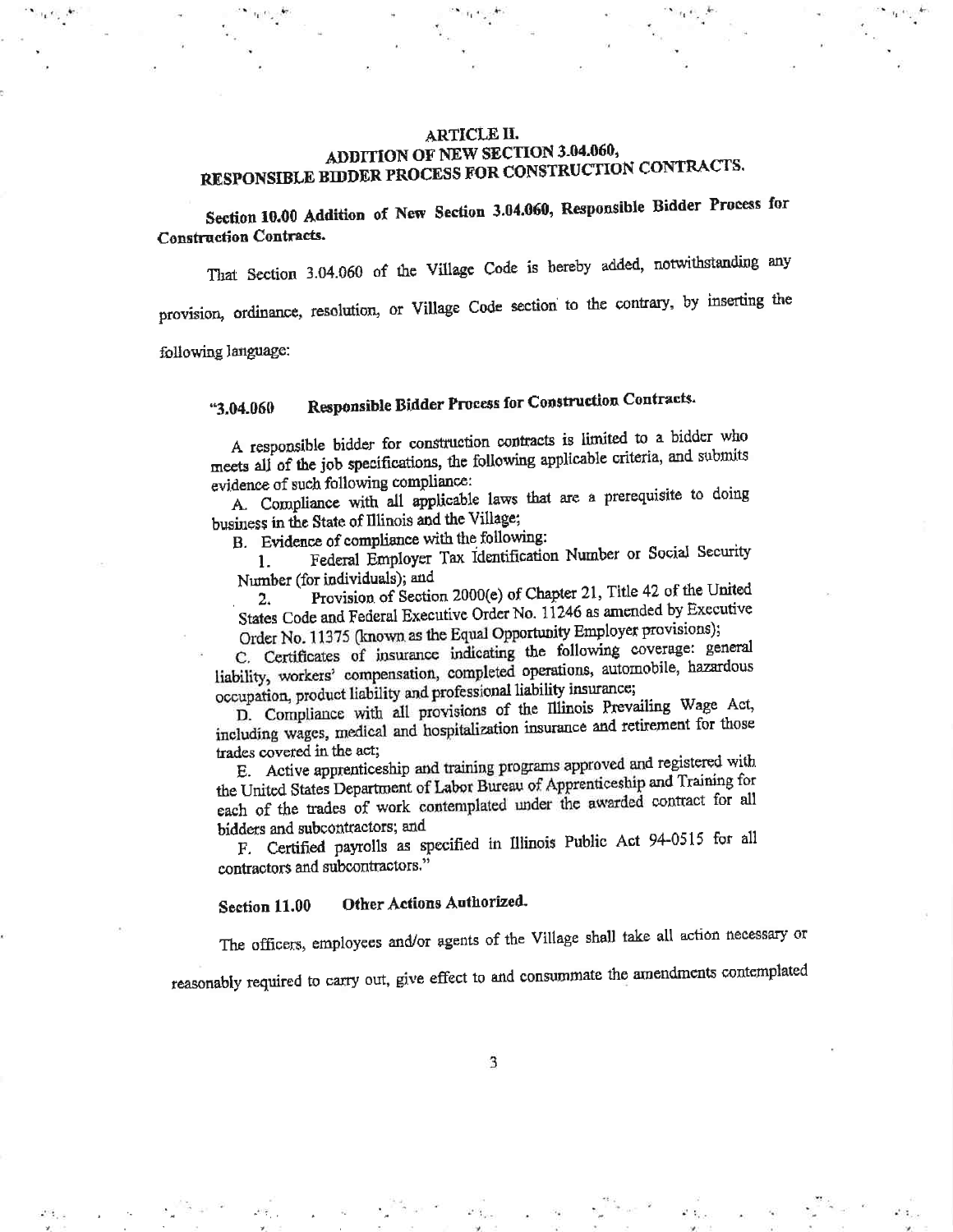## ARTICLE II.
## ADDITION OF NEW SECTION 3.04.060,
## RESPONSIBLE BIDDER PROCESS FOR CONSTRUCTION CONTRACTS.

**Section 10.00 Addition of New Section 3.04.060, Responsible Bidder Process for Construction Contracts.**

That Section 3.04.060 of the Village Code is hereby added, notwithstanding any provision, ordinance, resolution, or Village Code section to the contrary, by inserting the following language:

**"3.04.060 Responsible Bidder Process for Construction Contracts.**

A responsible bidder for construction contracts is limited to a bidder who meets all of the job specifications, the following applicable criteria, and submits evidence of such following compliance:

A. Compliance with all applicable laws that are a prerequisite to doing business in the State of Illinois and the Village;

B. Evidence of compliance with the following:

1. Federal Employer Tax Identification Number or Social Security Number (for individuals); and

2. Provision of Section 2000(e) of Chapter 21, Title 42 of the United States Code and Federal Executive Order No. 11246 as amended by Executive Order No. 11375 (known as the Equal Opportunity Employer provisions);

C. Certificates of insurance indicating the following coverage: general liability, workers' compensation, completed operations, automobile, hazardous occupation, product liability and professional liability insurance;

D. Compliance with all provisions of the Illinois Prevailing Wage Act, including wages, medical and hospitalization insurance and retirement for those trades covered in the act;

E. Active apprenticeship and training programs approved and registered with the United States Department of Labor Bureau of Apprenticeship and Training for each of the trades of work contemplated under the awarded contract for all bidders and subcontractors; and

F. Certified payrolls as specified in Illinois Public Act 94-0515 for all contractors and subcontractors."

**Section 11.00 Other Actions Authorized.**

The officers, employees and/or agents of the Village shall take all action necessary or reasonably required to carry out, give effect to and consummate the amendments contemplated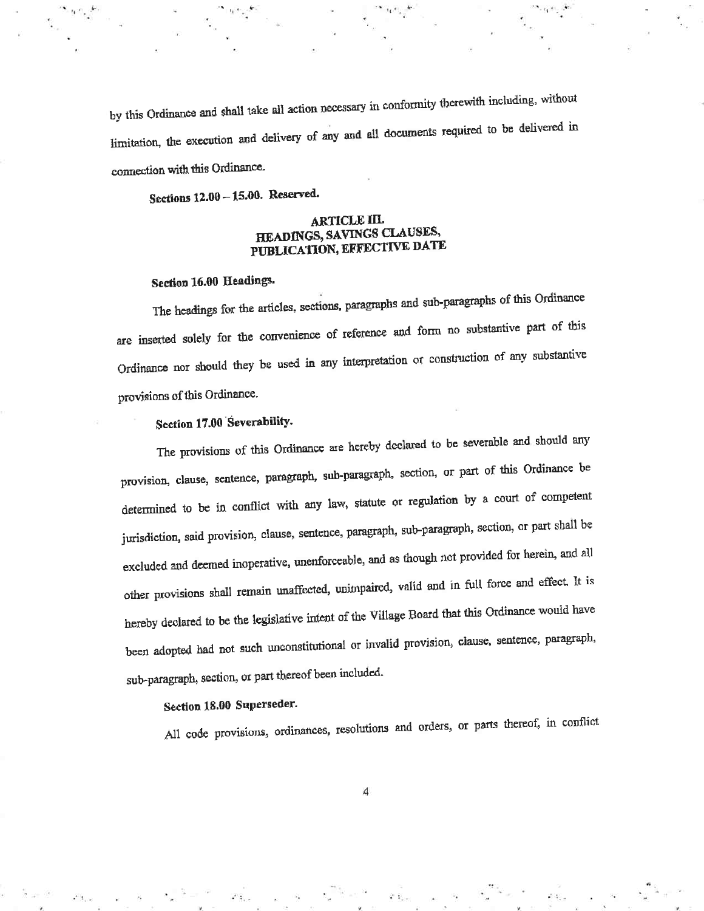by this Ordinance and shall take all action necessary in conformity therewith including, without limitation, the execution and delivery of any and all documents required to be delivered in connection with this Ordinance.

**Sections 12.00 – 15.00. Reserved.**

## ARTICLE III. HEADINGS, SAVINGS CLAUSES, PUBLICATION, EFFECTIVE DATE

**Section 16.00 Headings.**

The headings for the articles, sections, paragraphs and sub-paragraphs of this Ordinance are inserted solely for the convenience of reference and form no substantive part of this Ordinance nor should they be used in any interpretation or construction of any substantive provisions of this Ordinance.

**Section 17.00 Severability.**

The provisions of this Ordinance are hereby declared to be severable and should any provision, clause, sentence, paragraph, sub-paragraph, section, or part of this Ordinance be determined to be in conflict with any law, statute or regulation by a court of competent jurisdiction, said provision, clause, sentence, paragraph, sub-paragraph, section, or part shall be excluded and deemed inoperative, unenforceable, and as though not provided for herein, and all other provisions shall remain unaffected, unimpaired, valid and in full force and effect. It is hereby declared to be the legislative intent of the Village Board that this Ordinance would have been adopted had not such unconstitutional or invalid provision, clause, sentence, paragraph, sub-paragraph, section, or part thereof been included.

**Section 18.00 Superseder.**

All code provisions, ordinances, resolutions and orders, or parts thereof, in conflict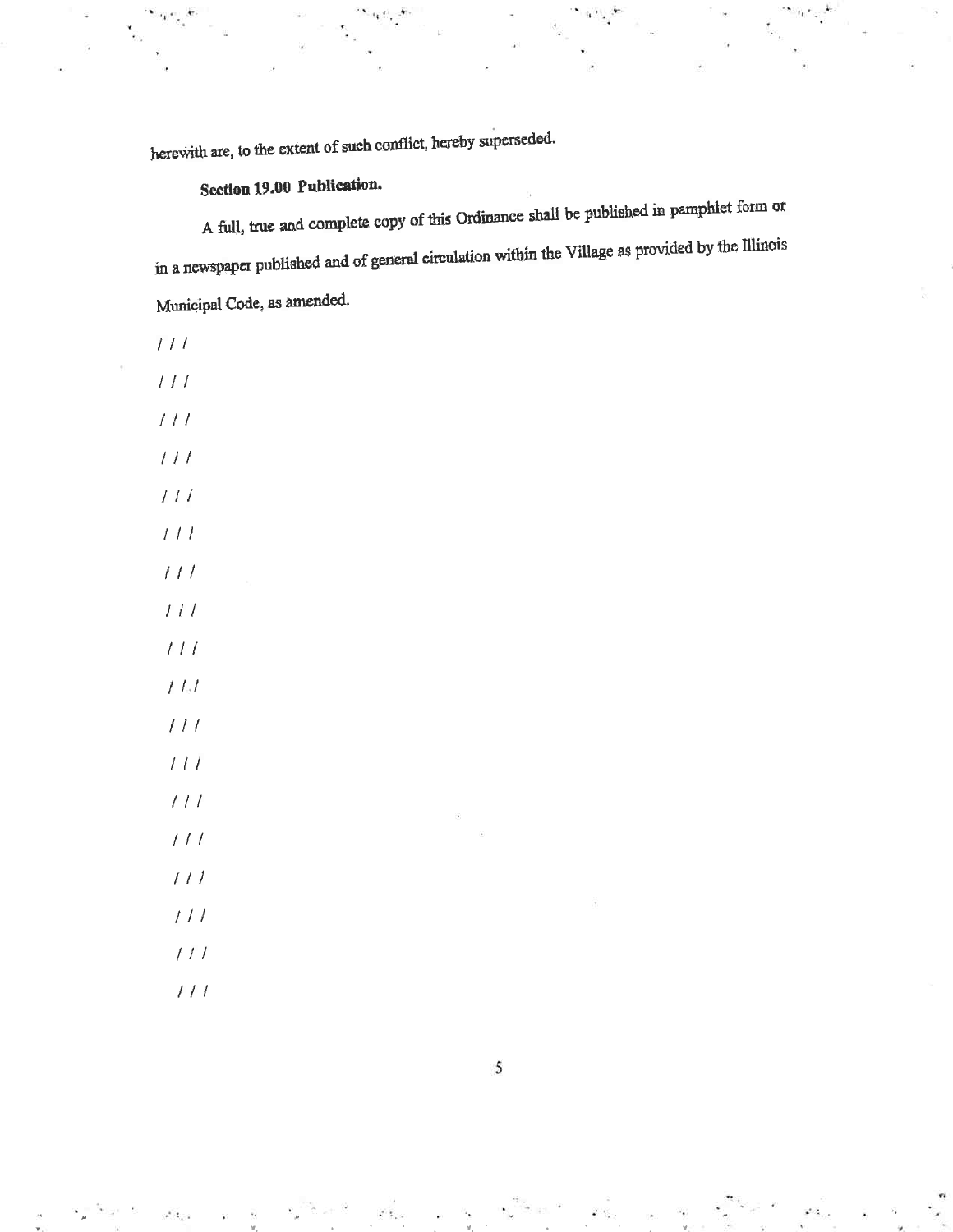herewith are, to the extent of such conflict, hereby superseded.

**Section 19.00 Publication.**

A full, true and complete copy of this Ordinance shall be published in pamphlet form or in a newspaper published and of general circulation within the Village as provided by the Illinois Municipal Code, as amended.

/ / /

/ / /

/ / /

/ / /

/ / /

/ / /

/ / /

/ / /

/ / /

/ / /

/ / /

/ / /

/ / /

/ / /

/ / /

/ / /

/ / /

/ / /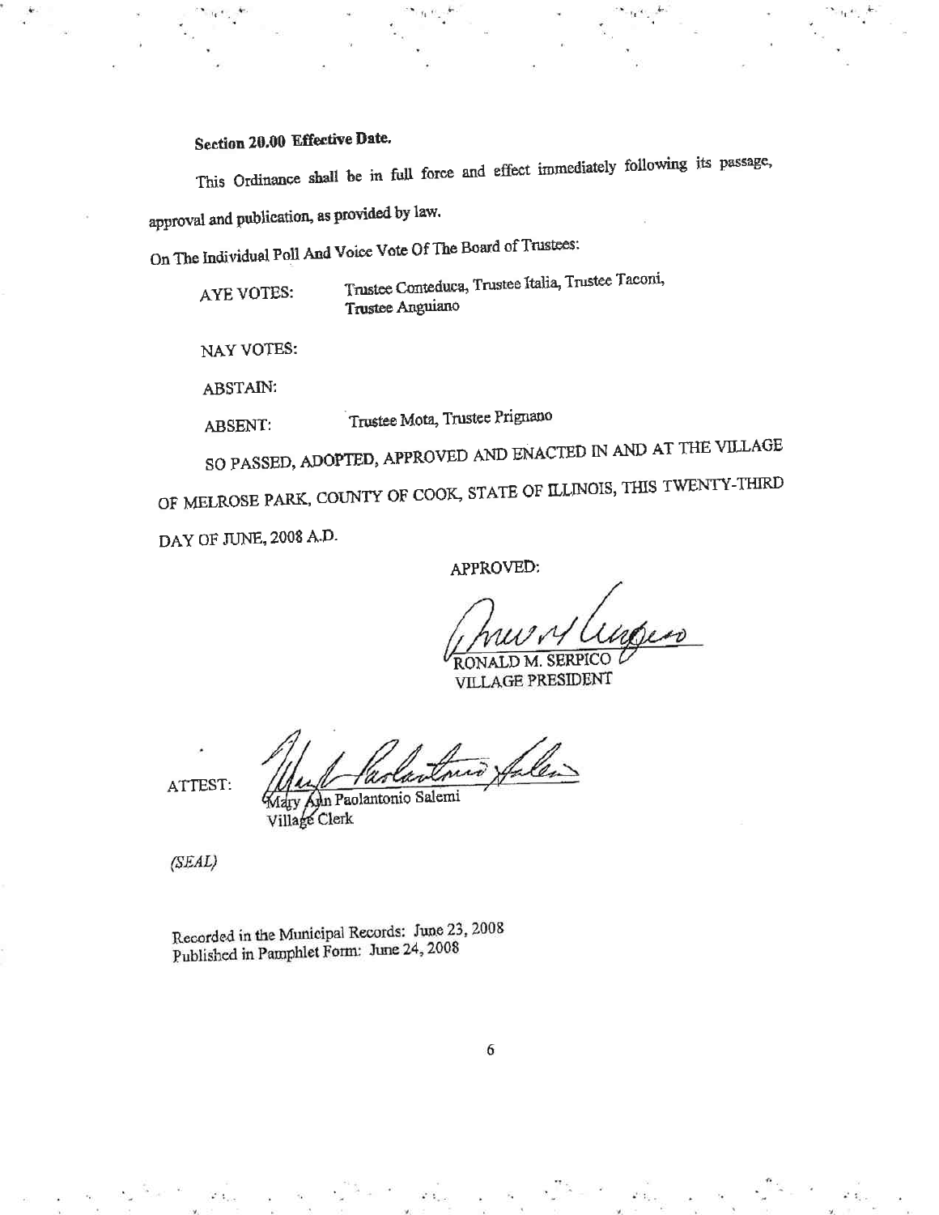### Section 20.00 Effective Date.

This Ordinance shall be in full force and effect immediately following its passage, approval and publication, as provided by law.

On The Individual Poll And Voice Vote Of The Board of Trustees:

| | |
|---|---|
| AYE VOTES: | Trustee Conteduca, Trustee Italia, Trustee Taconi, Trustee Anguiano |
| NAY VOTES: | |
| ABSTAIN: | |
| ABSENT: | Trustee Mota, Trustee Prignano |

SO PASSED, ADOPTED, APPROVED AND ENACTED IN AND AT THE VILLAGE OF MELROSE PARK, COUNTY OF COOK, STATE OF ILLINOIS, THIS TWENTY-THIRD DAY OF JUNE, 2008 A.D.

APPROVED:

RONALD M. SERPICO
VILLAGE PRESIDENT

ATTEST:

Mary Ann Paolantonio Salemi
Village Clerk

*(SEAL)*

Recorded in the Municipal Records: June 23, 2008
Published in Pamphlet Form: June 24, 2008